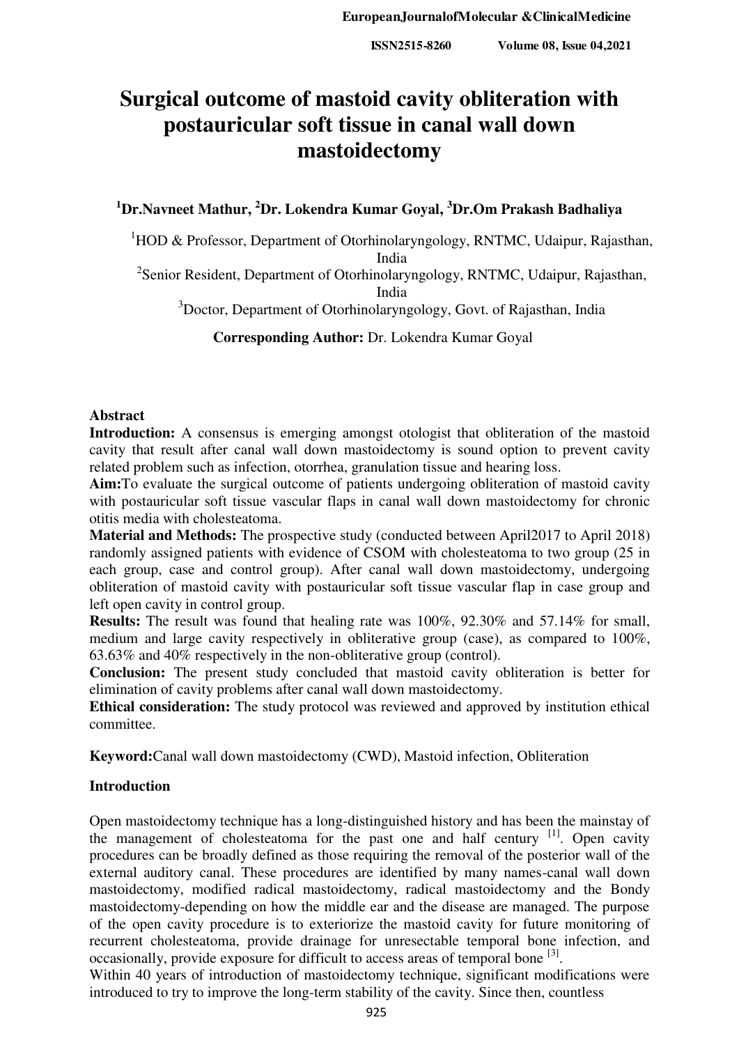# Surgical outcome of mastoid cavity obliteration with postauricular soft tissue in canal wall down mastoidectomy

[1]Dr.Navneet Mathur, [2]Dr. Lokendra Kumar Goyal, [3]Dr.Om Prakash Badhaliya

[1]HOD & Professor, Department of Otorhinolaryngology, RNTMC, Udaipur, Rajasthan, India

[2]Senior Resident, Department of Otorhinolaryngology, RNTMC, Udaipur, Rajasthan, India

[3]Doctor, Department of Otorhinolaryngology, Govt. of Rajasthan, India

**Corresponding Author:** Dr. Lokendra Kumar Goyal

## Abstract

**Introduction:** A consensus is emerging amongst otologist that obliteration of the mastoid cavity that result after canal wall down mastoidectomy is sound option to prevent cavity related problem such as infection, otorrhea, granulation tissue and hearing loss.

**Aim:**To evaluate the surgical outcome of patients undergoing obliteration of mastoid cavity with postauricular soft tissue vascular flaps in canal wall down mastoidectomy for chronic otitis media with cholesteatoma.

**Material and Methods:** The prospective study (conducted between April2017 to April 2018) randomly assigned patients with evidence of CSOM with cholesteatoma to two group (25 in each group, case and control group). After canal wall down mastoidectomy, undergoing obliteration of mastoid cavity with postauricular soft tissue vascular flap in case group and left open cavity in control group.

**Results:** The result was found that healing rate was 100%, 92.30% and 57.14% for small, medium and large cavity respectively in obliterative group (case), as compared to 100%, 63.63% and 40% respectively in the non-obliterative group (control).

**Conclusion:** The present study concluded that mastoid cavity obliteration is better for elimination of cavity problems after canal wall down mastoidectomy.

**Ethical consideration:** The study protocol was reviewed and approved by institution ethical committee.

**Keyword:**Canal wall down mastoidectomy (CWD), Mastoid infection, Obliteration

## Introduction

Open mastoidectomy technique has a long-distinguished history and has been the mainstay of the management of cholesteatoma for the past one and half century [1]. Open cavity procedures can be broadly defined as those requiring the removal of the posterior wall of the external auditory canal. These procedures are identified by many names-canal wall down mastoidectomy, modified radical mastoidectomy, radical mastoidectomy and the Bondy mastoidectomy-depending on how the middle ear and the disease are managed. The purpose of the open cavity procedure is to exteriorize the mastoid cavity for future monitoring of recurrent cholesteatoma, provide drainage for unresectable temporal bone infection, and occasionally, provide exposure for difficult to access areas of temporal bone [3].

Within 40 years of introduction of mastoidectomy technique, significant modifications were introduced to try to improve the long-term stability of the cavity. Since then, countless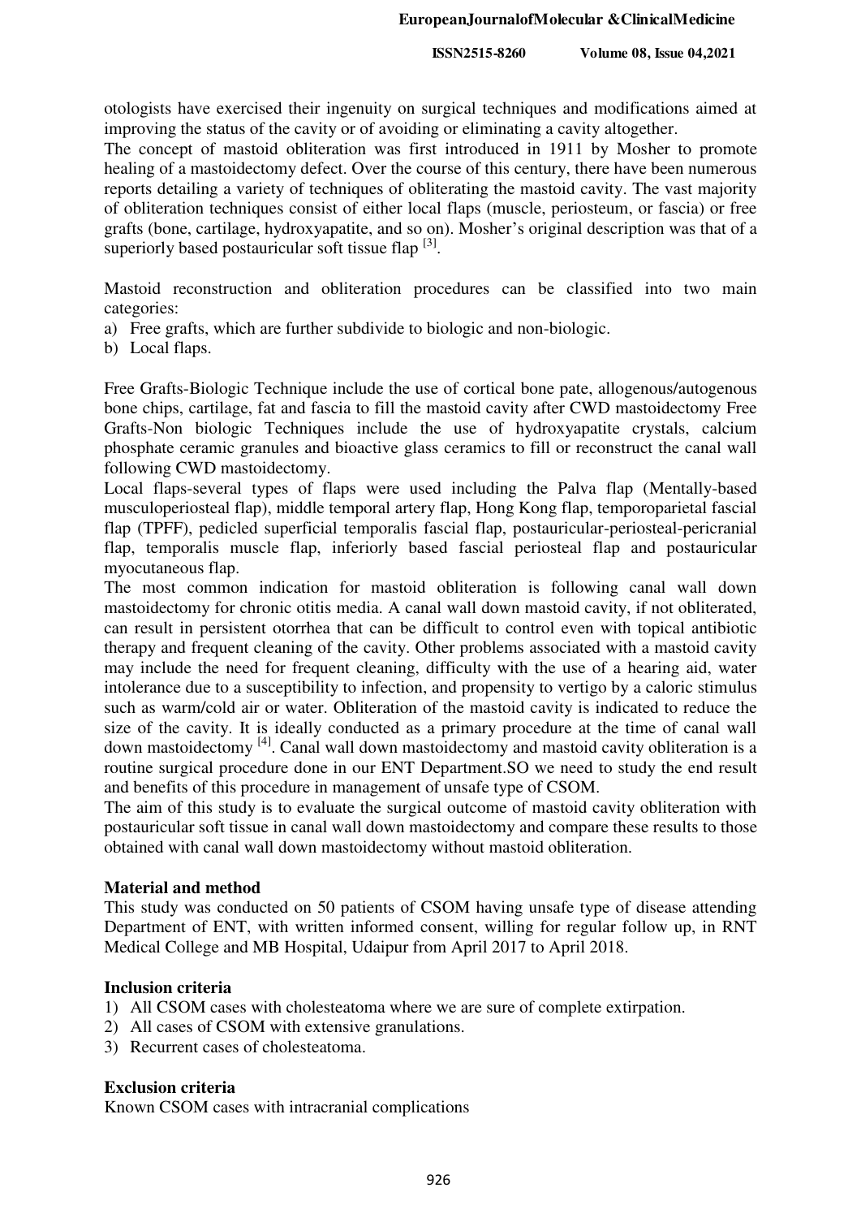otologists have exercised their ingenuity on surgical techniques and modifications aimed at improving the status of the cavity or of avoiding or eliminating a cavity altogether.

The concept of mastoid obliteration was first introduced in 1911 by Mosher to promote healing of a mastoidectomy defect. Over the course of this century, there have been numerous reports detailing a variety of techniques of obliterating the mastoid cavity. The vast majority of obliteration techniques consist of either local flaps (muscle, periosteum, or fascia) or free grafts (bone, cartilage, hydroxyapatite, and so on). Mosher's original description was that of a superiorly based postauricular soft tissue flap [3].

Mastoid reconstruction and obliteration procedures can be classified into two main categories:

a) Free grafts, which are further subdivide to biologic and non-biologic.
b) Local flaps.

Free Grafts-Biologic Technique include the use of cortical bone pate, allogenous/autogenous bone chips, cartilage, fat and fascia to fill the mastoid cavity after CWD mastoidectomy Free Grafts-Non biologic Techniques include the use of hydroxyapatite crystals, calcium phosphate ceramic granules and bioactive glass ceramics to fill or reconstruct the canal wall following CWD mastoidectomy.

Local flaps-several types of flaps were used including the Palva flap (Mentally-based musculoperiosteal flap), middle temporal artery flap, Hong Kong flap, temporoparietal fascial flap (TPFF), pedicled superficial temporalis fascial flap, postauricular-periosteal-pericranial flap, temporalis muscle flap, inferiorly based fascial periosteal flap and postauricular myocutaneous flap.

The most common indication for mastoid obliteration is following canal wall down mastoidectomy for chronic otitis media. A canal wall down mastoid cavity, if not obliterated, can result in persistent otorrhea that can be difficult to control even with topical antibiotic therapy and frequent cleaning of the cavity. Other problems associated with a mastoid cavity may include the need for frequent cleaning, difficulty with the use of a hearing aid, water intolerance due to a susceptibility to infection, and propensity to vertigo by a caloric stimulus such as warm/cold air or water. Obliteration of the mastoid cavity is indicated to reduce the size of the cavity. It is ideally conducted as a primary procedure at the time of canal wall down mastoidectomy [4]. Canal wall down mastoidectomy and mastoid cavity obliteration is a routine surgical procedure done in our ENT Department.SO we need to study the end result and benefits of this procedure in management of unsafe type of CSOM.

The aim of this study is to evaluate the surgical outcome of mastoid cavity obliteration with postauricular soft tissue in canal wall down mastoidectomy and compare these results to those obtained with canal wall down mastoidectomy without mastoid obliteration.

## Material and method

This study was conducted on 50 patients of CSOM having unsafe type of disease attending Department of ENT, with written informed consent, willing for regular follow up, in RNT Medical College and MB Hospital, Udaipur from April 2017 to April 2018.

### Inclusion criteria

1) All CSOM cases with cholesteatoma where we are sure of complete extirpation.
2) All cases of CSOM with extensive granulations.
3) Recurrent cases of cholesteatoma.

### Exclusion criteria

Known CSOM cases with intracranial complications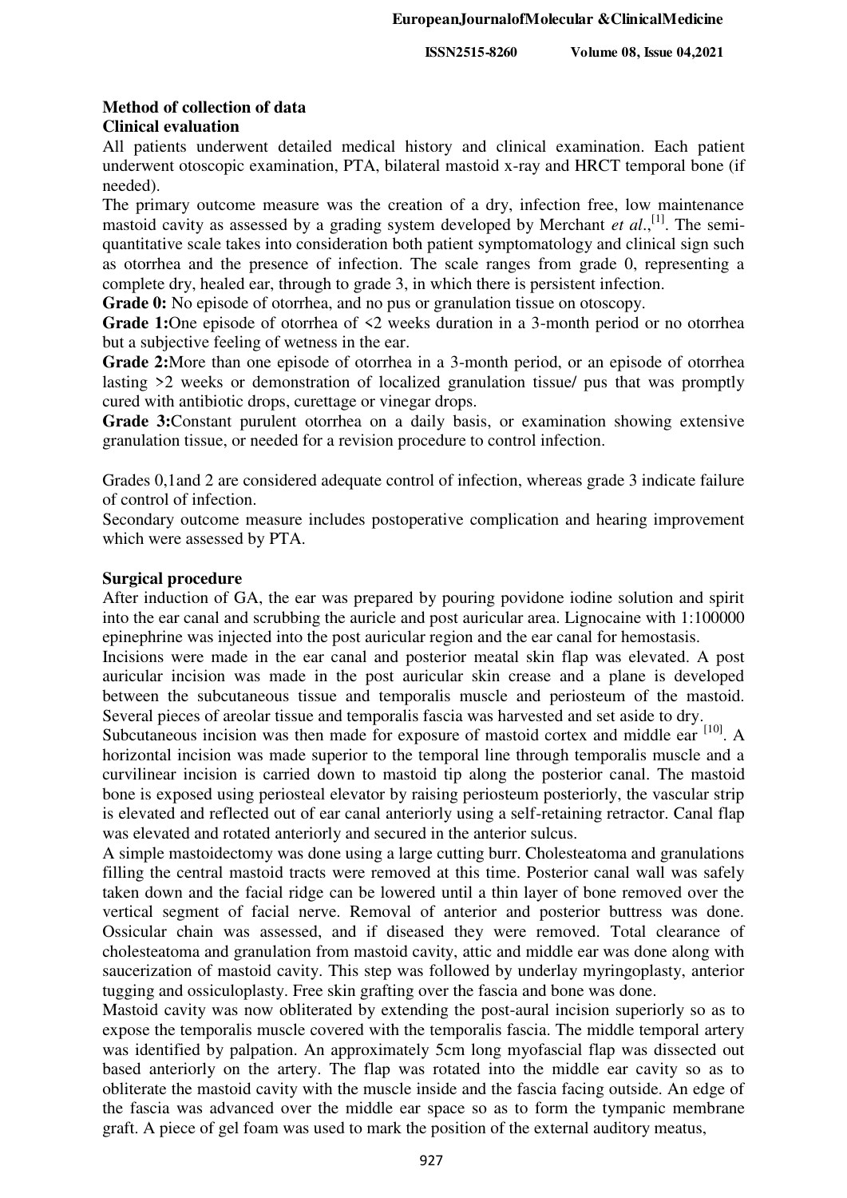**Method of collection of data**

**Clinical evaluation**

All patients underwent detailed medical history and clinical examination. Each patient underwent otoscopic examination, PTA, bilateral mastoid x-ray and HRCT temporal bone (if needed).

The primary outcome measure was the creation of a dry, infection free, low maintenance mastoid cavity as assessed by a grading system developed by Merchant *et al*.,[1]. The semi-quantitative scale takes into consideration both patient symptomatology and clinical sign such as otorrhea and the presence of infection. The scale ranges from grade 0, representing a complete dry, healed ear, through to grade 3, in which there is persistent infection.

**Grade 0:** No episode of otorrhea, and no pus or granulation tissue on otoscopy.

**Grade 1:**One episode of otorrhea of <2 weeks duration in a 3-month period or no otorrhea but a subjective feeling of wetness in the ear.

**Grade 2:**More than one episode of otorrhea in a 3-month period, or an episode of otorrhea lasting >2 weeks or demonstration of localized granulation tissue/ pus that was promptly cured with antibiotic drops, curettage or vinegar drops.

**Grade 3:**Constant purulent otorrhea on a daily basis, or examination showing extensive granulation tissue, or needed for a revision procedure to control infection.

Grades 0,1and 2 are considered adequate control of infection, whereas grade 3 indicate failure of control of infection.

Secondary outcome measure includes postoperative complication and hearing improvement which were assessed by PTA.

**Surgical procedure**

After induction of GA, the ear was prepared by pouring povidone iodine solution and spirit into the ear canal and scrubbing the auricle and post auricular area. Lignocaine with 1:100000 epinephrine was injected into the post auricular region and the ear canal for hemostasis.

Incisions were made in the ear canal and posterior meatal skin flap was elevated. A post auricular incision was made in the post auricular skin crease and a plane is developed between the subcutaneous tissue and temporalis muscle and periosteum of the mastoid. Several pieces of areolar tissue and temporalis fascia was harvested and set aside to dry.

Subcutaneous incision was then made for exposure of mastoid cortex and middle ear [10]. A horizontal incision was made superior to the temporal line through temporalis muscle and a curvilinear incision is carried down to mastoid tip along the posterior canal. The mastoid bone is exposed using periosteal elevator by raising periosteum posteriorly, the vascular strip is elevated and reflected out of ear canal anteriorly using a self-retaining retractor. Canal flap was elevated and rotated anteriorly and secured in the anterior sulcus.

A simple mastoidectomy was done using a large cutting burr. Cholesteatoma and granulations filling the central mastoid tracts were removed at this time. Posterior canal wall was safely taken down and the facial ridge can be lowered until a thin layer of bone removed over the vertical segment of facial nerve. Removal of anterior and posterior buttress was done. Ossicular chain was assessed, and if diseased they were removed. Total clearance of cholesteatoma and granulation from mastoid cavity, attic and middle ear was done along with saucerization of mastoid cavity. This step was followed by underlay myringoplasty, anterior tugging and ossiculoplasty. Free skin grafting over the fascia and bone was done.

Mastoid cavity was now obliterated by extending the post-aural incision superiorly so as to expose the temporalis muscle covered with the temporalis fascia. The middle temporal artery was identified by palpation. An approximately 5cm long myofascial flap was dissected out based anteriorly on the artery. The flap was rotated into the middle ear cavity so as to obliterate the mastoid cavity with the muscle inside and the fascia facing outside. An edge of the fascia was advanced over the middle ear space so as to form the tympanic membrane graft. A piece of gel foam was used to mark the position of the external auditory meatus,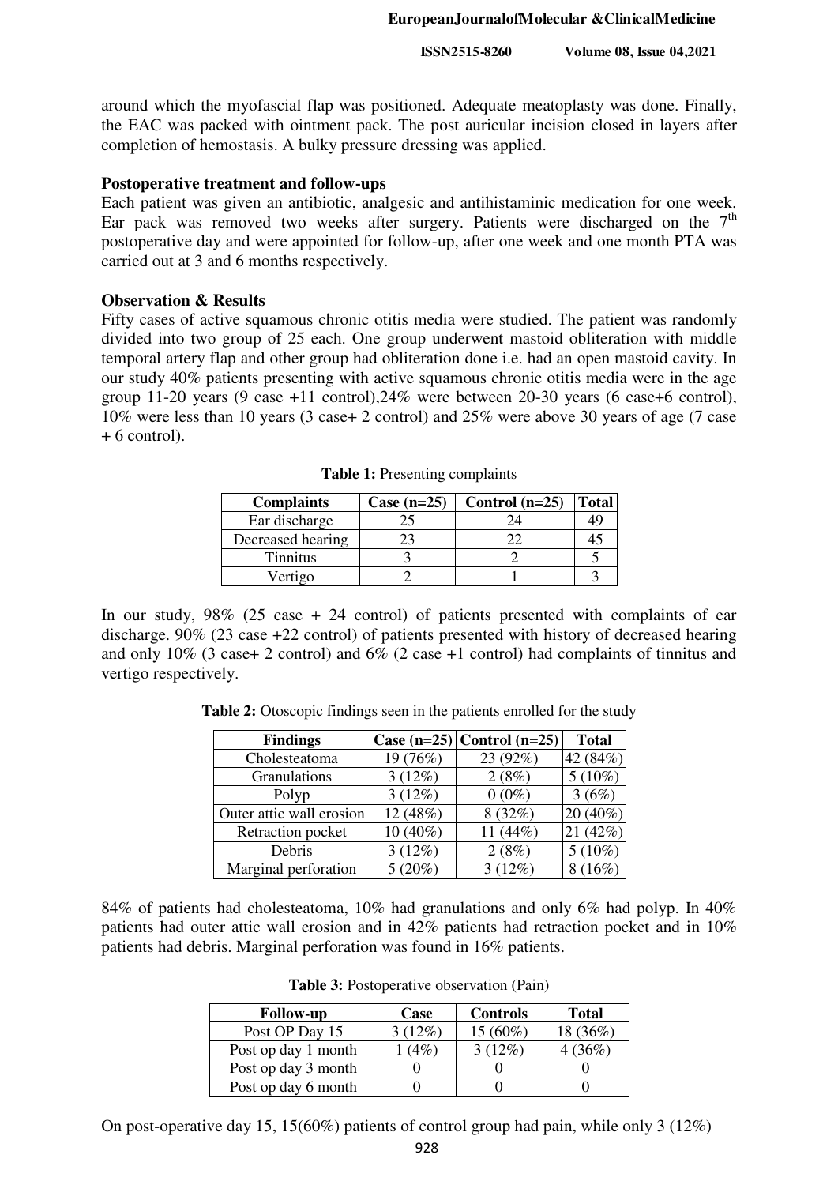around which the myofascial flap was positioned. Adequate meatoplasty was done. Finally, the EAC was packed with ointment pack. The post auricular incision closed in layers after completion of hemostasis. A bulky pressure dressing was applied.

**Postoperative treatment and follow-ups**

Each patient was given an antibiotic, analgesic and antihistaminic medication for one week. Ear pack was removed two weeks after surgery. Patients were discharged on the 7th postoperative day and were appointed for follow-up, after one week and one month PTA was carried out at 3 and 6 months respectively.

**Observation & Results**

Fifty cases of active squamous chronic otitis media were studied. The patient was randomly divided into two group of 25 each. One group underwent mastoid obliteration with middle temporal artery flap and other group had obliteration done i.e. had an open mastoid cavity. In our study 40% patients presenting with active squamous chronic otitis media were in the age group 11-20 years (9 case +11 control),24% were between 20-30 years (6 case+6 control), 10% were less than 10 years (3 case+ 2 control) and 25% were above 30 years of age (7 case + 6 control).

**Table 1:** Presenting complaints

| Complaints | Case (n=25) | Control (n=25) | Total |
|---|---|---|---|
| Ear discharge | 25 | 24 | 49 |
| Decreased hearing | 23 | 22 | 45 |
| Tinnitus | 3 | 2 | 5 |
| Vertigo | 2 | 1 | 3 |

In our study, 98% (25 case + 24 control) of patients presented with complaints of ear discharge. 90% (23 case +22 control) of patients presented with history of decreased hearing and only 10% (3 case+ 2 control) and 6% (2 case +1 control) had complaints of tinnitus and vertigo respectively.

**Table 2:** Otoscopic findings seen in the patients enrolled for the study

| Findings | Case (n=25) | Control (n=25) | Total |
|---|---|---|---|
| Cholesteatoma | 19 (76%) | 23 (92%) | 42 (84%) |
| Granulations | 3 (12%) | 2 (8%) | 5 (10%) |
| Polyp | 3 (12%) | 0 (0%) | 3 (6%) |
| Outer attic wall erosion | 12 (48%) | 8 (32%) | 20 (40%) |
| Retraction pocket | 10 (40%) | 11 (44%) | 21 (42%) |
| Debris | 3 (12%) | 2 (8%) | 5 (10%) |
| Marginal perforation | 5 (20%) | 3 (12%) | 8 (16%) |

84% of patients had cholesteatoma, 10% had granulations and only 6% had polyp. In 40% patients had outer attic wall erosion and in 42% patients had retraction pocket and in 10% patients had debris. Marginal perforation was found in 16% patients.

**Table 3:** Postoperative observation (Pain)

| Follow-up | Case | Controls | Total |
|---|---|---|---|
| Post OP Day 15 | 3 (12%) | 15 (60%) | 18 (36%) |
| Post op day 1 month | 1 (4%) | 3 (12%) | 4 (36%) |
| Post op day 3 month | 0 | 0 | 0 |
| Post op day 6 month | 0 | 0 | 0 |

On post-operative day 15, 15(60%) patients of control group had pain, while only 3 (12%)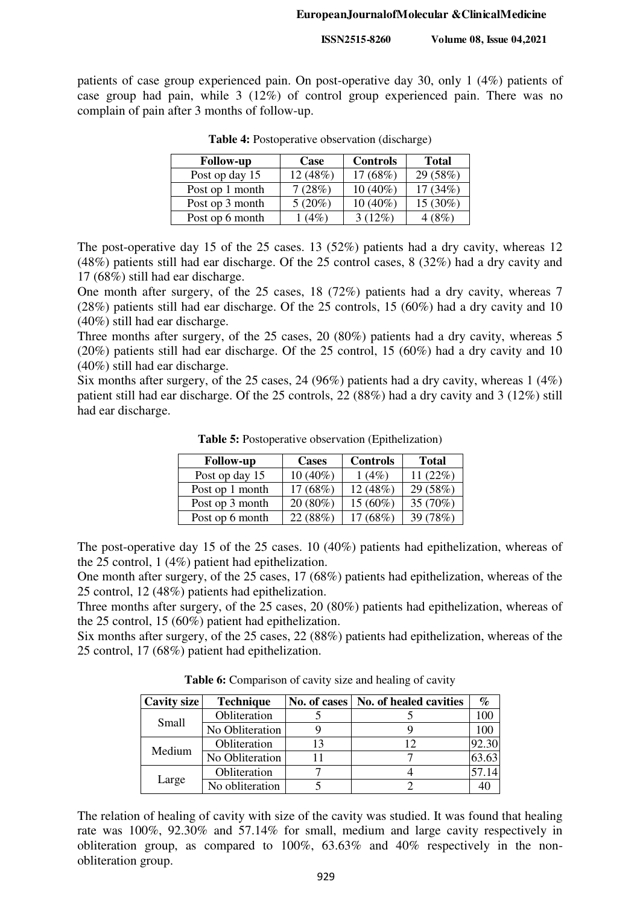patients of case group experienced pain. On post-operative day 30, only 1 (4%) patients of case group had pain, while 3 (12%) of control group experienced pain. There was no complain of pain after 3 months of follow-up.

**Table 4:** Postoperative observation (discharge)

| Follow-up | Case | Controls | Total |
|---|---|---|---|
| Post op day 15 | 12 (48%) | 17 (68%) | 29 (58%) |
| Post op 1 month | 7 (28%) | 10 (40%) | 17 (34%) |
| Post op 3 month | 5 (20%) | 10 (40%) | 15 (30%) |
| Post op 6 month | 1 (4%) | 3 (12%) | 4 (8%) |

The post-operative day 15 of the 25 cases. 13 (52%) patients had a dry cavity, whereas 12 (48%) patients still had ear discharge. Of the 25 control cases, 8 (32%) had a dry cavity and 17 (68%) still had ear discharge.

One month after surgery, of the 25 cases, 18 (72%) patients had a dry cavity, whereas 7 (28%) patients still had ear discharge. Of the 25 controls, 15 (60%) had a dry cavity and 10 (40%) still had ear discharge.

Three months after surgery, of the 25 cases, 20 (80%) patients had a dry cavity, whereas 5 (20%) patients still had ear discharge. Of the 25 control, 15 (60%) had a dry cavity and 10 (40%) still had ear discharge.

Six months after surgery, of the 25 cases, 24 (96%) patients had a dry cavity, whereas 1 (4%) patient still had ear discharge. Of the 25 controls, 22 (88%) had a dry cavity and 3 (12%) still had ear discharge.

**Table 5:** Postoperative observation (Epithelization)

| Follow-up | Cases | Controls | Total |
|---|---|---|---|
| Post op day 15 | 10 (40%) | 1 (4%) | 11 (22%) |
| Post op 1 month | 17 (68%) | 12 (48%) | 29 (58%) |
| Post op 3 month | 20 (80%) | 15 (60%) | 35 (70%) |
| Post op 6 month | 22 (88%) | 17 (68%) | 39 (78%) |

The post-operative day 15 of the 25 cases. 10 (40%) patients had epithelization, whereas of the 25 control, 1 (4%) patient had epithelization.

One month after surgery, of the 25 cases, 17 (68%) patients had epithelization, whereas of the 25 control, 12 (48%) patients had epithelization.

Three months after surgery, of the 25 cases, 20 (80%) patients had epithelization, whereas of the 25 control, 15 (60%) patient had epithelization.

Six months after surgery, of the 25 cases, 22 (88%) patients had epithelization, whereas of the 25 control, 17 (68%) patient had epithelization.

**Table 6:** Comparison of cavity size and healing of cavity

| Cavity size | Technique | No. of cases | No. of healed cavities | % |
|---|---|---|---|---|
| Small | Obliteration | 5 | 5 | 100 |
| | No Obliteration | 9 | 9 | 100 |
| Medium | Obliteration | 13 | 12 | 92.30 |
| | No Obliteration | 11 | 7 | 63.63 |
| Large | Obliteration | 7 | 4 | 57.14 |
| | No obliteration | 5 | 2 | 40 |

The relation of healing of cavity with size of the cavity was studied. It was found that healing rate was 100%, 92.30% and 57.14% for small, medium and large cavity respectively in obliteration group, as compared to 100%, 63.63% and 40% respectively in the non-obliteration group.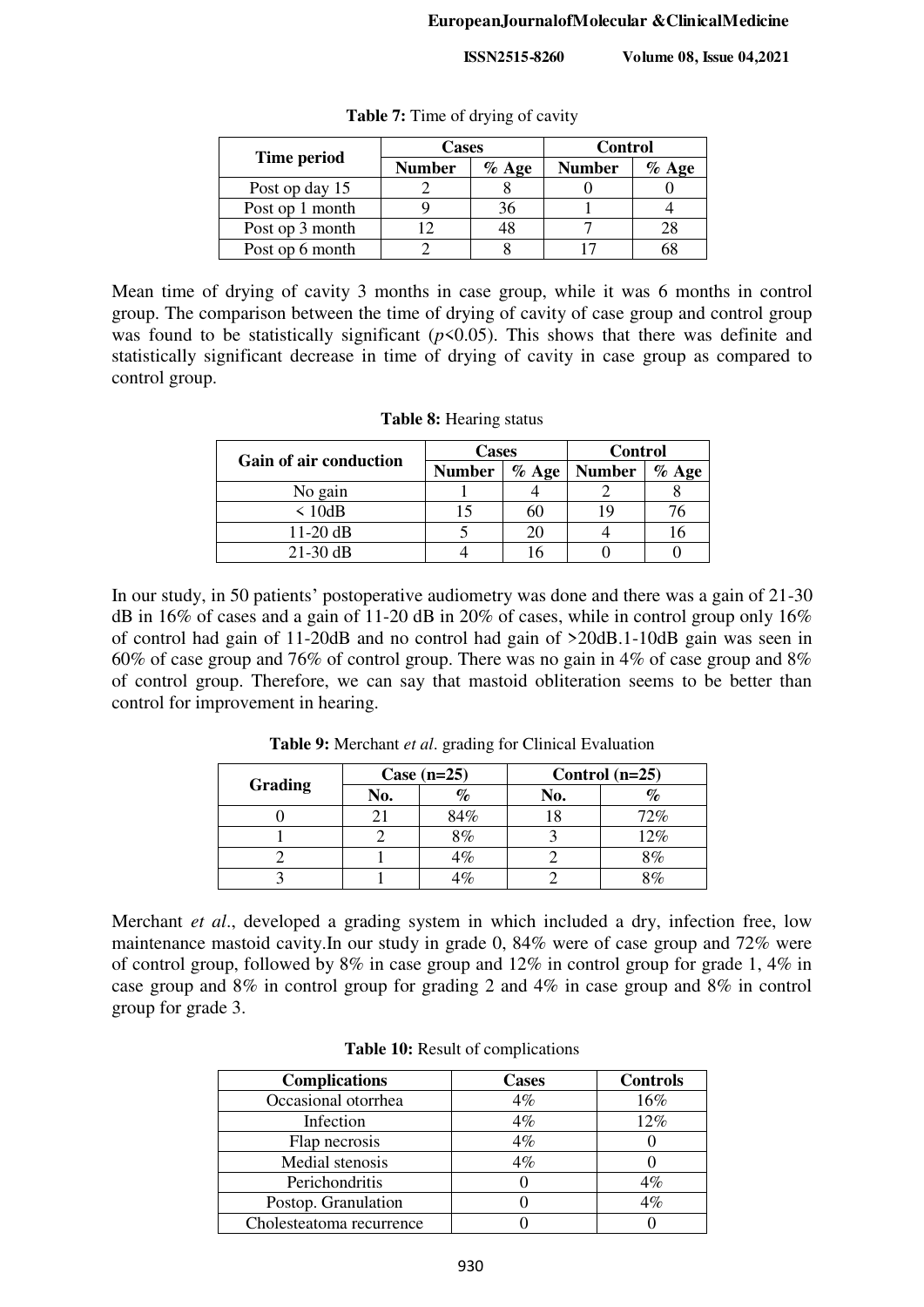**Table 7:** Time of drying of cavity

| Time period | Cases | | Control | |
|---|---|---|---|---|
| | Number | % Age | Number | % Age |
| Post op day 15 | 2 | 8 | 0 | 0 |
| Post op 1 month | 9 | 36 | 1 | 4 |
| Post op 3 month | 12 | 48 | 7 | 28 |
| Post op 6 month | 2 | 8 | 17 | 68 |

Mean time of drying of cavity 3 months in case group, while it was 6 months in control group. The comparison between the time of drying of cavity of case group and control group was found to be statistically significant ($p<0.05$). This shows that there was definite and statistically significant decrease in time of drying of cavity in case group as compared to control group.

**Table 8:** Hearing status

| Gain of air conduction | Cases | | Control | |
|---|---|---|---|---|
| | Number | % Age | Number | % Age |
| No gain | 1 | 4 | 2 | 8 |
| < 10dB | 15 | 60 | 19 | 76 |
| 11-20 dB | 5 | 20 | 4 | 16 |
| 21-30 dB | 4 | 16 | 0 | 0 |

In our study, in 50 patients' postoperative audiometry was done and there was a gain of 21-30 dB in 16% of cases and a gain of 11-20 dB in 20% of cases, while in control group only 16% of control had gain of 11-20dB and no control had gain of >20dB.1-10dB gain was seen in 60% of case group and 76% of control group. There was no gain in 4% of case group and 8% of control group. Therefore, we can say that mastoid obliteration seems to be better than control for improvement in hearing.

**Table 9:** Merchant *et al*. grading for Clinical Evaluation

| Grading | Case (n=25) | | Control (n=25) | |
|---|---|---|---|---|
| | No. | % | No. | % |
| 0 | 21 | 84% | 18 | 72% |
| 1 | 2 | 8% | 3 | 12% |
| 2 | 1 | 4% | 2 | 8% |
| 3 | 1 | 4% | 2 | 8% |

Merchant *et al*., developed a grading system in which included a dry, infection free, low maintenance mastoid cavity.In our study in grade 0, 84% were of case group and 72% were of control group, followed by 8% in case group and 12% in control group for grade 1, 4% in case group and 8% in control group for grading 2 and 4% in case group and 8% in control group for grade 3.

**Table 10:** Result of complications

| Complications | Cases | Controls |
|---|---|---|
| Occasional otorrhea | 4% | 16% |
| Infection | 4% | 12% |
| Flap necrosis | 4% | 0 |
| Medial stenosis | 4% | 0 |
| Perichondritis | 0 | 4% |
| Postop. Granulation | 0 | 4% |
| Cholesteatoma recurrence | 0 | 0 |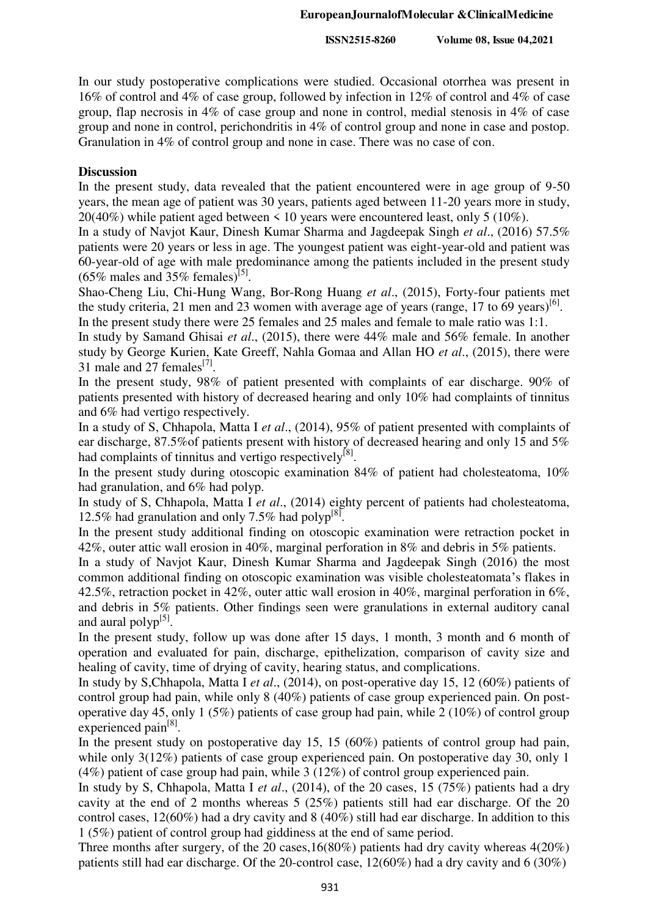In our study postoperative complications were studied. Occasional otorrhea was present in 16% of control and 4% of case group, followed by infection in 12% of control and 4% of case group, flap necrosis in 4% of case group and none in control, medial stenosis in 4% of case group and none in control, perichondritis in 4% of control group and none in case and postop. Granulation in 4% of control group and none in case. There was no case of con.

**Discussion**

In the present study, data revealed that the patient encountered were in age group of 9-50 years, the mean age of patient was 30 years, patients aged between 11-20 years more in study, 20(40%) while patient aged between < 10 years were encountered least, only 5 (10%).

In a study of Navjot Kaur, Dinesh Kumar Sharma and Jagdeepak Singh *et al*., (2016) 57.5% patients were 20 years or less in age. The youngest patient was eight-year-old and patient was 60-year-old of age with male predominance among the patients included in the present study (65% males and 35% females)[5].

Shao-Cheng Liu, Chi-Hung Wang, Bor-Rong Huang *et al*., (2015), Forty-four patients met the study criteria, 21 men and 23 women with average age of years (range, 17 to 69 years)[6].

In the present study there were 25 females and 25 males and female to male ratio was 1:1.

In study by Samand Ghisai *et al*., (2015), there were 44% male and 56% female. In another study by George Kurien, Kate Greeff, Nahla Gomaa and Allan HO *et al*., (2015), there were 31 male and 27 females[7].

In the present study, 98% of patient presented with complaints of ear discharge. 90% of patients presented with history of decreased hearing and only 10% had complaints of tinnitus and 6% had vertigo respectively.

In a study of S, Chhapola, Matta I *et al*., (2014), 95% of patient presented with complaints of ear discharge, 87.5%of patients present with history of decreased hearing and only 15 and 5% had complaints of tinnitus and vertigo respectively[8].

In the present study during otoscopic examination 84% of patient had cholesteatoma, 10% had granulation, and 6% had polyp.

In study of S, Chhapola, Matta I *et al*., (2014) eighty percent of patients had cholesteatoma, 12.5% had granulation and only 7.5% had polyp[8].

In the present study additional finding on otoscopic examination were retraction pocket in 42%, outer attic wall erosion in 40%, marginal perforation in 8% and debris in 5% patients.

In a study of Navjot Kaur, Dinesh Kumar Sharma and Jagdeepak Singh (2016) the most common additional finding on otoscopic examination was visible cholesteatomata's flakes in 42.5%, retraction pocket in 42%, outer attic wall erosion in 40%, marginal perforation in 6%, and debris in 5% patients. Other findings seen were granulations in external auditory canal and aural polyp[5].

In the present study, follow up was done after 15 days, 1 month, 3 month and 6 month of operation and evaluated for pain, discharge, epithelization, comparison of cavity size and healing of cavity, time of drying of cavity, hearing status, and complications.

In study by S,Chhapola, Matta I *et al*., (2014), on post-operative day 15, 12 (60%) patients of control group had pain, while only 8 (40%) patients of case group experienced pain. On post-operative day 45, only 1 (5%) patients of case group had pain, while 2 (10%) of control group experienced pain[8].

In the present study on postoperative day 15, 15 (60%) patients of control group had pain, while only 3(12%) patients of case group experienced pain. On postoperative day 30, only 1 (4%) patient of case group had pain, while 3 (12%) of control group experienced pain.

In study by S, Chhapola, Matta I *et al*., (2014), of the 20 cases, 15 (75%) patients had a dry cavity at the end of 2 months whereas 5 (25%) patients still had ear discharge. Of the 20 control cases, 12(60%) had a dry cavity and 8 (40%) still had ear discharge. In addition to this 1 (5%) patient of control group had giddiness at the end of same period.

Three months after surgery, of the 20 cases,16(80%) patients had dry cavity whereas 4(20%) patients still had ear discharge. Of the 20-control case, 12(60%) had a dry cavity and 6 (30%)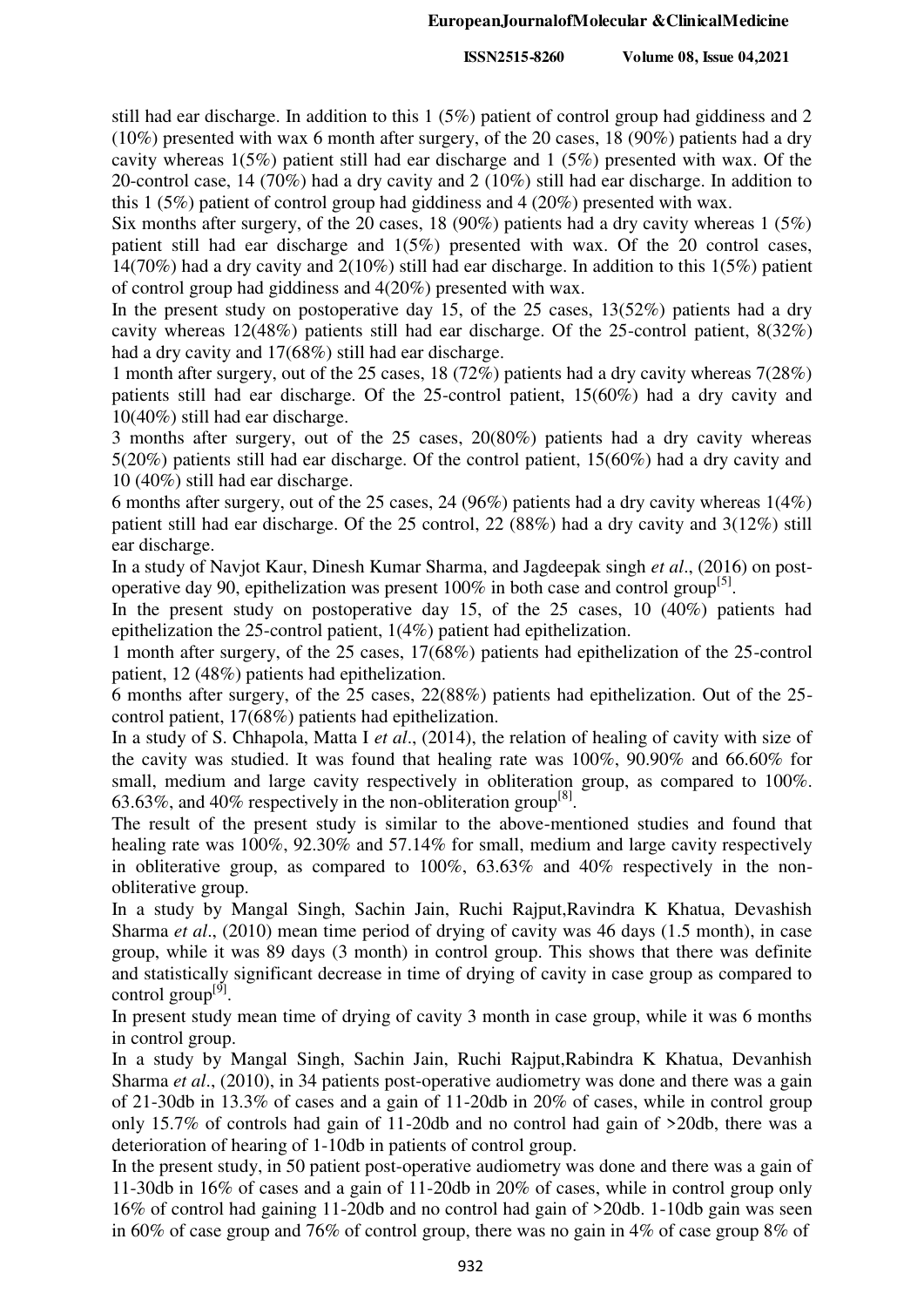still had ear discharge. In addition to this 1 (5%) patient of control group had giddiness and 2 (10%) presented with wax 6 month after surgery, of the 20 cases, 18 (90%) patients had a dry cavity whereas 1(5%) patient still had ear discharge and 1 (5%) presented with wax. Of the 20-control case, 14 (70%) had a dry cavity and 2 (10%) still had ear discharge. In addition to this 1 (5%) patient of control group had giddiness and 4 (20%) presented with wax.

Six months after surgery, of the 20 cases, 18 (90%) patients had a dry cavity whereas 1 (5%) patient still had ear discharge and 1(5%) presented with wax. Of the 20 control cases, 14(70%) had a dry cavity and 2(10%) still had ear discharge. In addition to this 1(5%) patient of control group had giddiness and 4(20%) presented with wax.

In the present study on postoperative day 15, of the 25 cases, 13(52%) patients had a dry cavity whereas 12(48%) patients still had ear discharge. Of the 25-control patient, 8(32%) had a dry cavity and 17(68%) still had ear discharge.

1 month after surgery, out of the 25 cases, 18 (72%) patients had a dry cavity whereas 7(28%) patients still had ear discharge. Of the 25-control patient, 15(60%) had a dry cavity and 10(40%) still had ear discharge.

3 months after surgery, out of the 25 cases, 20(80%) patients had a dry cavity whereas 5(20%) patients still had ear discharge. Of the control patient, 15(60%) had a dry cavity and 10 (40%) still had ear discharge.

6 months after surgery, out of the 25 cases, 24 (96%) patients had a dry cavity whereas 1(4%) patient still had ear discharge. Of the 25 control, 22 (88%) had a dry cavity and 3(12%) still ear discharge.

In a study of Navjot Kaur, Dinesh Kumar Sharma, and Jagdeepak singh *et al*., (2016) on post-operative day 90, epithelization was present 100% in both case and control group[5].

In the present study on postoperative day 15, of the 25 cases, 10 (40%) patients had epithelization the 25-control patient, 1(4%) patient had epithelization.

1 month after surgery, of the 25 cases, 17(68%) patients had epithelization of the 25-control patient, 12 (48%) patients had epithelization.

6 months after surgery, of the 25 cases, 22(88%) patients had epithelization. Out of the 25-control patient, 17(68%) patients had epithelization.

In a study of S. Chhapola, Matta I *et al*., (2014), the relation of healing of cavity with size of the cavity was studied. It was found that healing rate was 100%, 90.90% and 66.60% for small, medium and large cavity respectively in obliteration group, as compared to 100%. 63.63%, and 40% respectively in the non-obliteration group[8].

The result of the present study is similar to the above-mentioned studies and found that healing rate was 100%, 92.30% and 57.14% for small, medium and large cavity respectively in obliterative group, as compared to 100%, 63.63% and 40% respectively in the non-obliterative group.

In a study by Mangal Singh, Sachin Jain, Ruchi Rajput,Ravindra K Khatua, Devashish Sharma *et al*., (2010) mean time period of drying of cavity was 46 days (1.5 month), in case group, while it was 89 days (3 month) in control group. This shows that there was definite and statistically significant decrease in time of drying of cavity in case group as compared to control group[9].

In present study mean time of drying of cavity 3 month in case group, while it was 6 months in control group.

In a study by Mangal Singh, Sachin Jain, Ruchi Rajput,Rabindra K Khatua, Devanhish Sharma *et al*., (2010), in 34 patients post-operative audiometry was done and there was a gain of 21-30db in 13.3% of cases and a gain of 11-20db in 20% of cases, while in control group only 15.7% of controls had gain of 11-20db and no control had gain of >20db, there was a deterioration of hearing of 1-10db in patients of control group.

In the present study, in 50 patient post-operative audiometry was done and there was a gain of 11-30db in 16% of cases and a gain of 11-20db in 20% of cases, while in control group only 16% of control had gaining 11-20db and no control had gain of >20db. 1-10db gain was seen in 60% of case group and 76% of control group, there was no gain in 4% of case group 8% of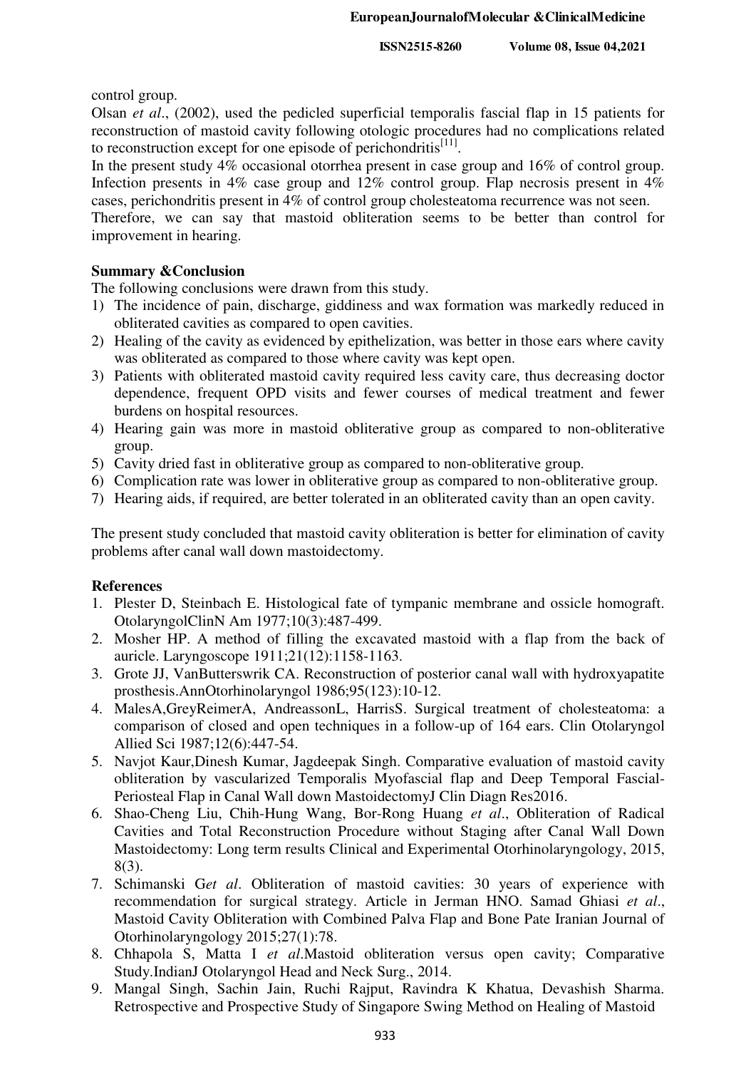control group.

Olsan *et al*., (2002), used the pedicled superficial temporalis fascial flap in 15 patients for reconstruction of mastoid cavity following otologic procedures had no complications related to reconstruction except for one episode of perichondritis[11].

In the present study 4% occasional otorrhea present in case group and 16% of control group. Infection presents in 4% case group and 12% control group. Flap necrosis present in 4% cases, perichondritis present in 4% of control group cholesteatoma recurrence was not seen.

Therefore, we can say that mastoid obliteration seems to be better than control for improvement in hearing.

**Summary &Conclusion**

The following conclusions were drawn from this study.

1) The incidence of pain, discharge, giddiness and wax formation was markedly reduced in obliterated cavities as compared to open cavities.
2) Healing of the cavity as evidenced by epithelization, was better in those ears where cavity was obliterated as compared to those where cavity was kept open.
3) Patients with obliterated mastoid cavity required less cavity care, thus decreasing doctor dependence, frequent OPD visits and fewer courses of medical treatment and fewer burdens on hospital resources.
4) Hearing gain was more in mastoid obliterative group as compared to non-obliterative group.
5) Cavity dried fast in obliterative group as compared to non-obliterative group.
6) Complication rate was lower in obliterative group as compared to non-obliterative group.
7) Hearing aids, if required, are better tolerated in an obliterated cavity than an open cavity.

The present study concluded that mastoid cavity obliteration is better for elimination of cavity problems after canal wall down mastoidectomy.

**References**

1. Plester D, Steinbach E. Histological fate of tympanic membrane and ossicle homograft. OtolaryngolClinN Am 1977;10(3):487-499.
2. Mosher HP. A method of filling the excavated mastoid with a flap from the back of auricle. Laryngoscope 1911;21(12):1158-1163.
3. Grote JJ, VanButterswrik CA. Reconstruction of posterior canal wall with hydroxyapatite prosthesis.AnnOtorhinolaryngol 1986;95(123):10-12.
4. MalesA,GreyReimerA, AndreassonL, HarrisS. Surgical treatment of cholesteatoma: a comparison of closed and open techniques in a follow-up of 164 ears. Clin Otolaryngol Allied Sci 1987;12(6):447-54.
5. Navjot Kaur,Dinesh Kumar, Jagdeepak Singh. Comparative evaluation of mastoid cavity obliteration by vascularized Temporalis Myofascial flap and Deep Temporal Fascial-Periosteal Flap in Canal Wall down MastoidectomyJ Clin Diagn Res2016.
6. Shao-Cheng Liu, Chih-Hung Wang, Bor-Rong Huang *et al*., Obliteration of Radical Cavities and Total Reconstruction Procedure without Staging after Canal Wall Down Mastoidectomy: Long term results Clinical and Experimental Otorhinolaryngology, 2015, 8(3).
7. Schimanski G*et al*. Obliteration of mastoid cavities: 30 years of experience with recommendation for surgical strategy. Article in Jerman HNO. Samad Ghiasi *et al*., Mastoid Cavity Obliteration with Combined Palva Flap and Bone Pate Iranian Journal of Otorhinolaryngology 2015;27(1):78.
8. Chhapola S, Matta I *et al*.Mastoid obliteration versus open cavity; Comparative Study.IndianJ Otolaryngol Head and Neck Surg., 2014.
9. Mangal Singh, Sachin Jain, Ruchi Rajput, Ravindra K Khatua, Devashish Sharma. Retrospective and Prospective Study of Singapore Swing Method on Healing of Mastoid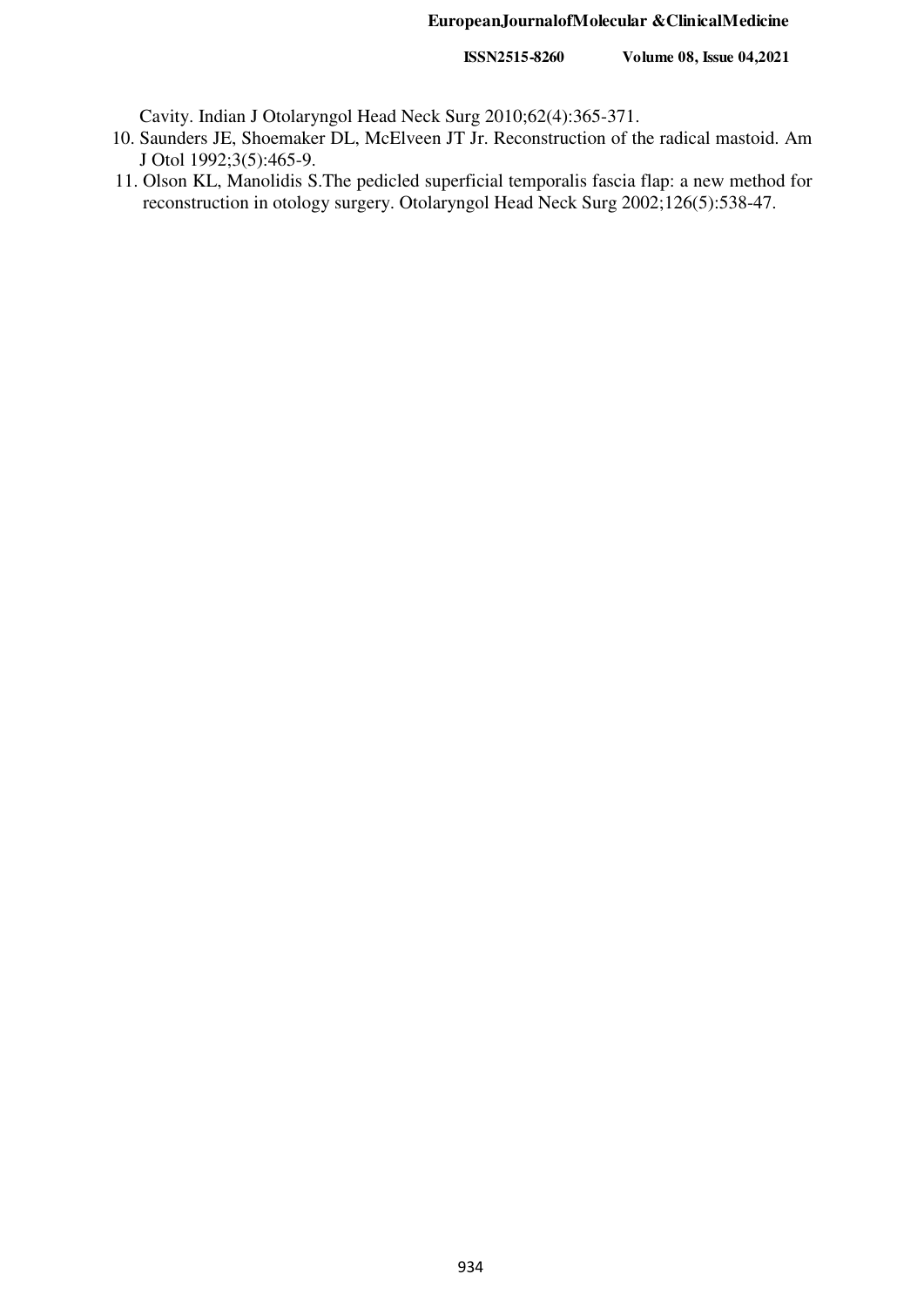Cavity. Indian J Otolaryngol Head Neck Surg 2010;62(4):365-371.

10. Saunders JE, Shoemaker DL, McElveen JT Jr. Reconstruction of the radical mastoid. Am J Otol 1992;3(5):465-9.
11. Olson KL, Manolidis S.The pedicled superficial temporalis fascia flap: a new method for reconstruction in otology surgery. Otolaryngol Head Neck Surg 2002;126(5):538-47.